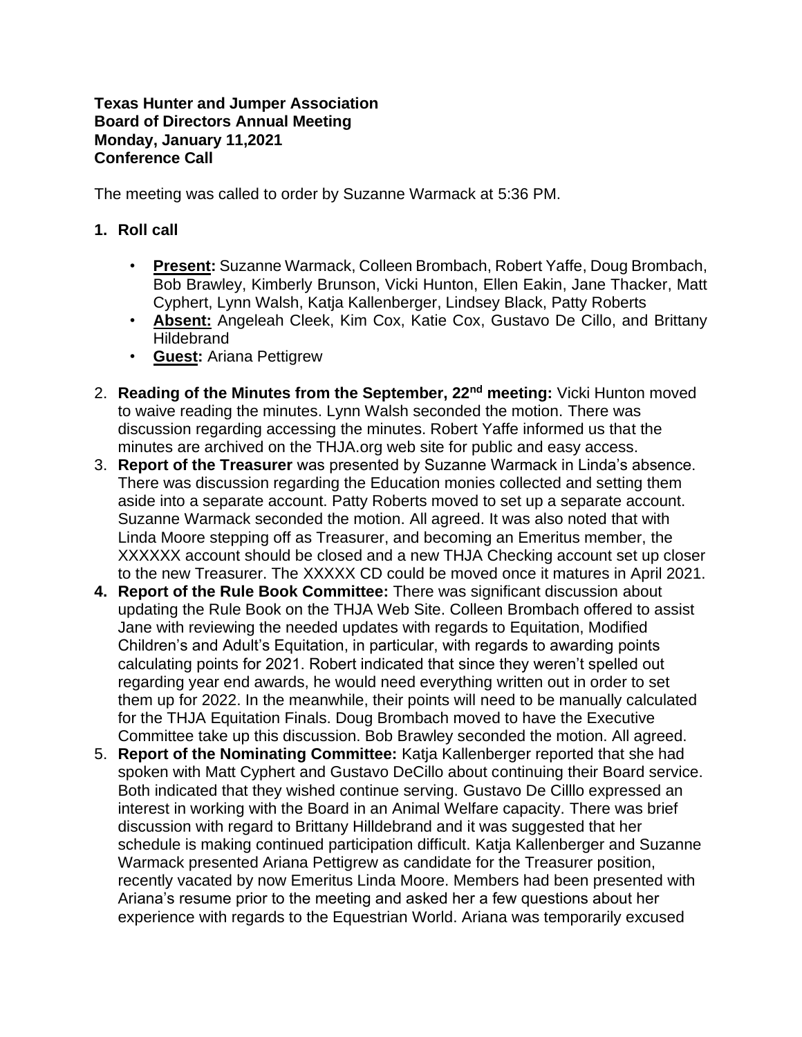**Texas Hunter and Jumper Association**
**Board of Directors Annual Meeting**
**Monday, January 11,2021**
**Conference Call**

The meeting was called to order by Suzanne Warmack at 5:36 PM.

1. **Roll call**

   - **Present:** Suzanne Warmack, Colleen Brombach, Robert Yaffe, Doug Brombach, Bob Brawley, Kimberly Brunson, Vicki Hunton, Ellen Eakin, Jane Thacker, Matt Cyphert, Lynn Walsh, Katja Kallenberger, Lindsey Black, Patty Roberts
   - **Absent:** Angeleah Cleek, Kim Cox, Katie Cox, Gustavo De Cillo, and Brittany Hildebrand
   - **Guest:** Ariana Pettigrew

2. **Reading of the Minutes from the September, 22nd meeting:** Vicki Hunton moved to waive reading the minutes. Lynn Walsh seconded the motion. There was discussion regarding accessing the minutes. Robert Yaffe informed us that the minutes are archived on the THJA.org web site for public and easy access.
3. **Report of the Treasurer** was presented by Suzanne Warmack in Linda's absence. There was discussion regarding the Education monies collected and setting them aside into a separate account. Patty Roberts moved to set up a separate account. Suzanne Warmack seconded the motion. All agreed. It was also noted that with Linda Moore stepping off as Treasurer, and becoming an Emeritus member, the XXXXXX account should be closed and a new THJA Checking account set up closer to the new Treasurer. The XXXXX CD could be moved once it matures in April 2021.
4. **Report of the Rule Book Committee:** There was significant discussion about updating the Rule Book on the THJA Web Site. Colleen Brombach offered to assist Jane with reviewing the needed updates with regards to Equitation, Modified Children's and Adult's Equitation, in particular, with regards to awarding points calculating points for 2021. Robert indicated that since they weren't spelled out regarding year end awards, he would need everything written out in order to set them up for 2022. In the meanwhile, their points will need to be manually calculated for the THJA Equitation Finals. Doug Brombach moved to have the Executive Committee take up this discussion. Bob Brawley seconded the motion. All agreed.
5. **Report of the Nominating Committee:** Katja Kallenberger reported that she had spoken with Matt Cyphert and Gustavo DeCillo about continuing their Board service. Both indicated that they wished continue serving. Gustavo De Cilllo expressed an interest in working with the Board in an Animal Welfare capacity. There was brief discussion with regard to Brittany Hilldebrand and it was suggested that her schedule is making continued participation difficult. Katja Kallenberger and Suzanne Warmack presented Ariana Pettigrew as candidate for the Treasurer position, recently vacated by now Emeritus Linda Moore. Members had been presented with Ariana's resume prior to the meeting and asked her a few questions about her experience with regards to the Equestrian World. Ariana was temporarily excused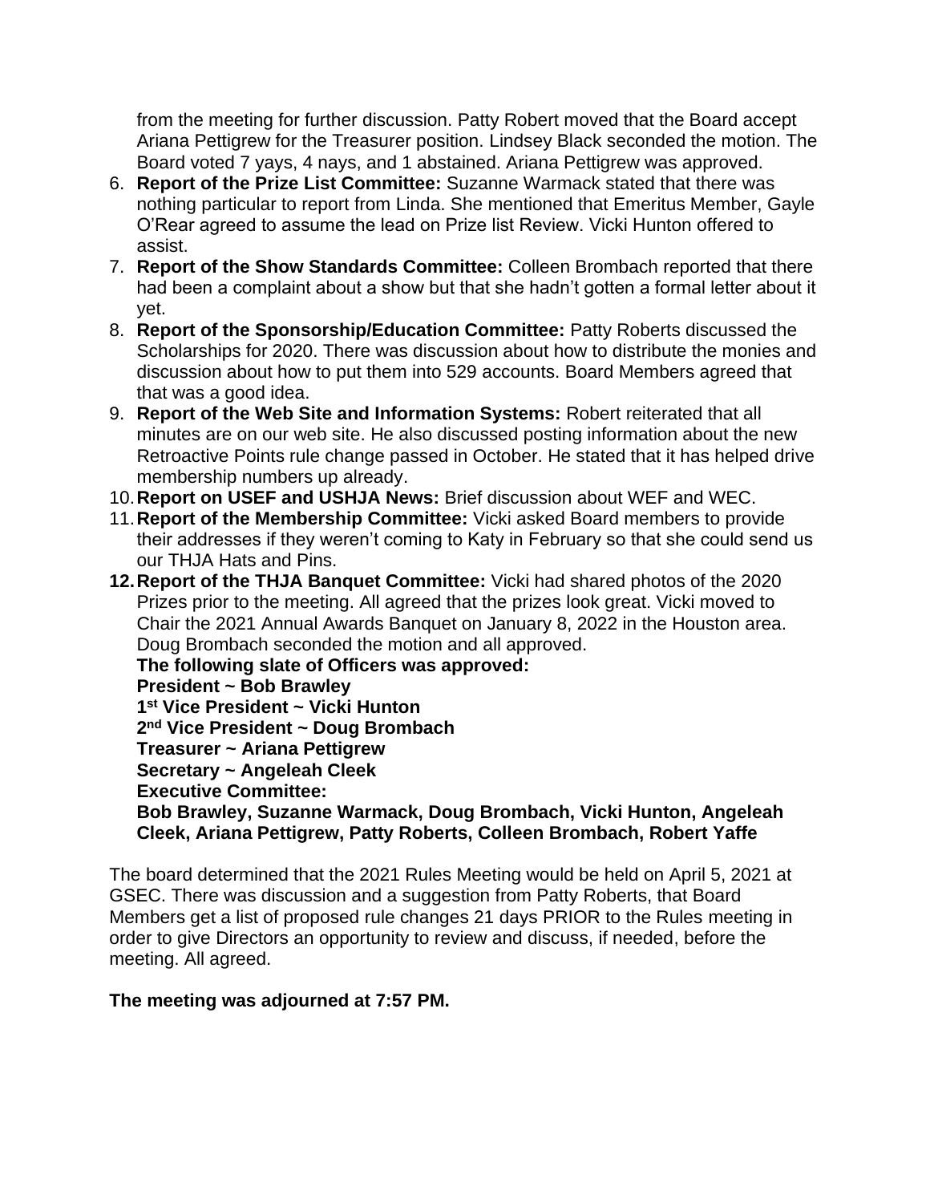from the meeting for further discussion. Patty Robert moved that the Board accept Ariana Pettigrew for the Treasurer position. Lindsey Black seconded the motion. The Board voted 7 yays, 4 nays, and 1 abstained. Ariana Pettigrew was approved.

6. **Report of the Prize List Committee:** Suzanne Warmack stated that there was nothing particular to report from Linda. She mentioned that Emeritus Member, Gayle O'Rear agreed to assume the lead on Prize list Review. Vicki Hunton offered to assist.
7. **Report of the Show Standards Committee:** Colleen Brombach reported that there had been a complaint about a show but that she hadn't gotten a formal letter about it yet.
8. **Report of the Sponsorship/Education Committee:** Patty Roberts discussed the Scholarships for 2020. There was discussion about how to distribute the monies and discussion about how to put them into 529 accounts. Board Members agreed that that was a good idea.
9. **Report of the Web Site and Information Systems:** Robert reiterated that all minutes are on our web site. He also discussed posting information about the new Retroactive Points rule change passed in October. He stated that it has helped drive membership numbers up already.
10. **Report on USEF and USHJA News:** Brief discussion about WEF and WEC.
11. **Report of the Membership Committee:** Vicki asked Board members to provide their addresses if they weren't coming to Katy in February so that she could send us our THJA Hats and Pins.
12. **Report of the THJA Banquet Committee:** Vicki had shared photos of the 2020 Prizes prior to the meeting. All agreed that the prizes look great. Vicki moved to Chair the 2021 Annual Awards Banquet on January 8, 2022 in the Houston area. Doug Brombach seconded the motion and all approved.
    **The following slate of Officers was approved:**
    **President ~ Bob Brawley**
    **1st Vice President ~ Vicki Hunton**
    **2nd Vice President ~ Doug Brombach**
    **Treasurer ~ Ariana Pettigrew**
    **Secretary ~ Angeleah Cleek**
    **Executive Committee:**
    **Bob Brawley, Suzanne Warmack, Doug Brombach, Vicki Hunton, Angeleah Cleek, Ariana Pettigrew, Patty Roberts, Colleen Brombach, Robert Yaffe**

The board determined that the 2021 Rules Meeting would be held on April 5, 2021 at GSEC. There was discussion and a suggestion from Patty Roberts, that Board Members get a list of proposed rule changes 21 days PRIOR to the Rules meeting in order to give Directors an opportunity to review and discuss, if needed, before the meeting. All agreed.

**The meeting was adjourned at 7:57 PM.**